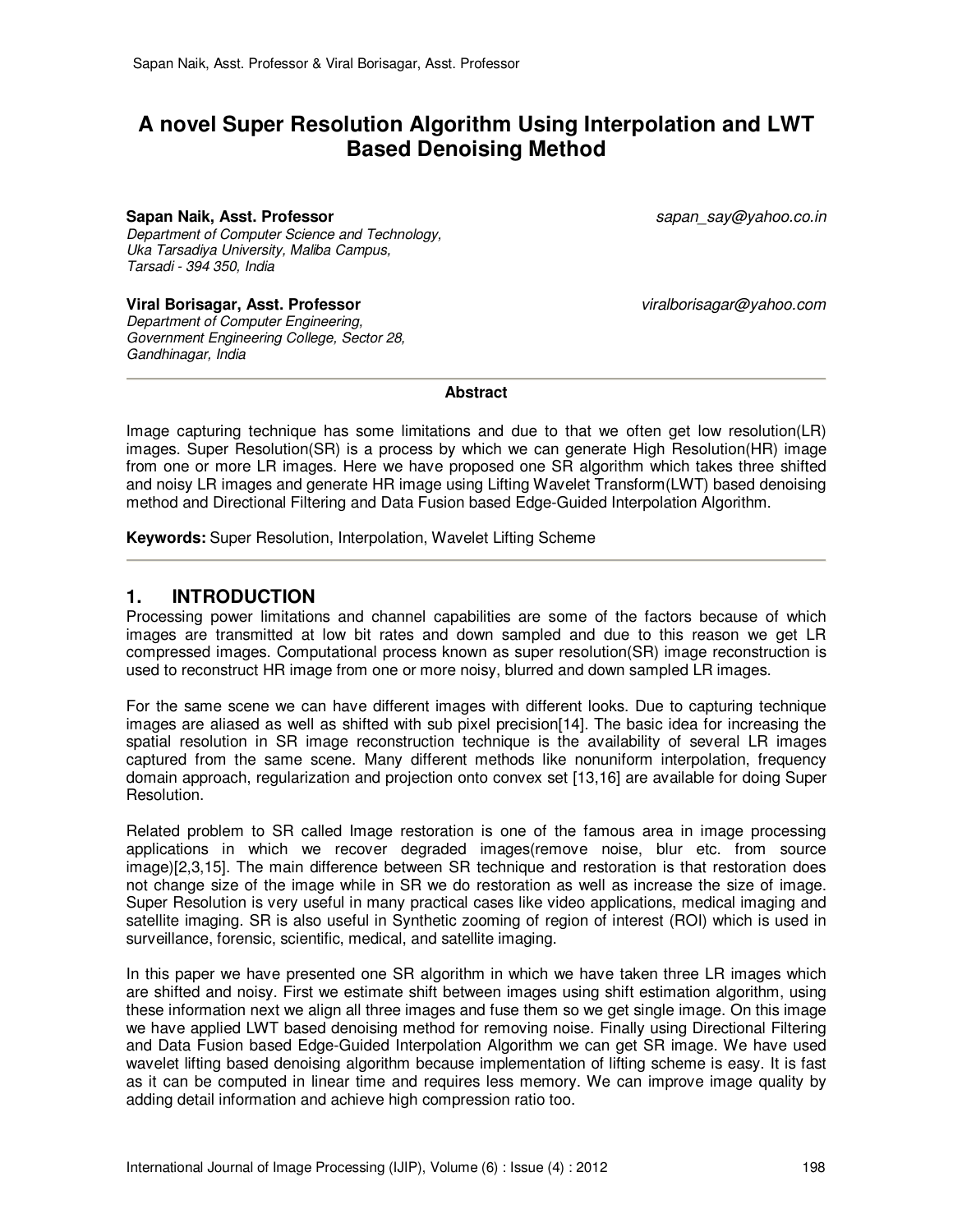# A novel Super Resolution Algorithm Using Interpolation and LWT Based Denoising Method

**Sapan Naik, Asst. Professor** sapan_say@yahoo.co.in
*Department of Computer Science and Technology,*
*Uka Tarsadiya University, Maliba Campus,*
*Tarsadi - 394 350, India*

**Viral Borisagar, Asst. Professor** viralborisagar@yahoo.com
*Department of Computer Engineering,*
*Government Engineering College, Sector 28,*
*Gandhinagar, India*

---

**Abstract**

Image capturing technique has some limitations and due to that we often get low resolution(LR) images. Super Resolution(SR) is a process by which we can generate High Resolution(HR) image from one or more LR images. Here we have proposed one SR algorithm which takes three shifted and noisy LR images and generate HR image using Lifting Wavelet Transform(LWT) based denoising method and Directional Filtering and Data Fusion based Edge-Guided Interpolation Algorithm.

**Keywords:** Super Resolution, Interpolation, Wavelet Lifting Scheme

---

## 1. INTRODUCTION

Processing power limitations and channel capabilities are some of the factors because of which images are transmitted at low bit rates and down sampled and due to this reason we get LR compressed images. Computational process known as super resolution(SR) image reconstruction is used to reconstruct HR image from one or more noisy, blurred and down sampled LR images.

For the same scene we can have different images with different looks. Due to capturing technique images are aliased as well as shifted with sub pixel precision[14]. The basic idea for increasing the spatial resolution in SR image reconstruction technique is the availability of several LR images captured from the same scene. Many different methods like nonuniform interpolation, frequency domain approach, regularization and projection onto convex set [13,16] are available for doing Super Resolution.

Related problem to SR called Image restoration is one of the famous area in image processing applications in which we recover degraded images(remove noise, blur etc. from source image)[2,3,15]. The main difference between SR technique and restoration is that restoration does not change size of the image while in SR we do restoration as well as increase the size of image. Super Resolution is very useful in many practical cases like video applications, medical imaging and satellite imaging. SR is also useful in Synthetic zooming of region of interest (ROI) which is used in surveillance, forensic, scientific, medical, and satellite imaging.

In this paper we have presented one SR algorithm in which we have taken three LR images which are shifted and noisy. First we estimate shift between images using shift estimation algorithm, using these information next we align all three images and fuse them so we get single image. On this image we have applied LWT based denoising method for removing noise. Finally using Directional Filtering and Data Fusion based Edge-Guided Interpolation Algorithm we can get SR image. We have used wavelet lifting based denoising algorithm because implementation of lifting scheme is easy. It is fast as it can be computed in linear time and requires less memory. We can improve image quality by adding detail information and achieve high compression ratio too.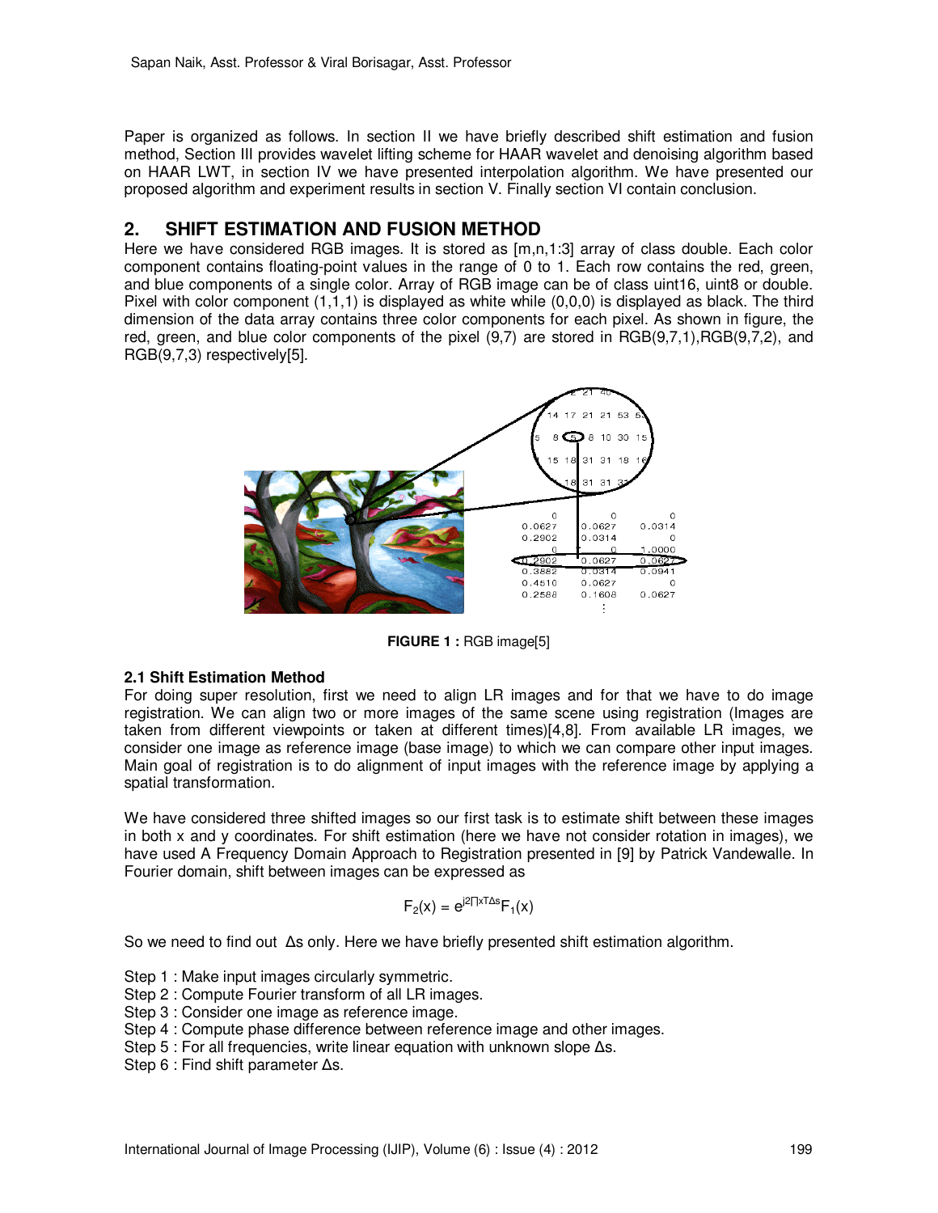Paper is organized as follows. In section II we have briefly described shift estimation and fusion method, Section III provides wavelet lifting scheme for HAAR wavelet and denoising algorithm based on HAAR LWT, in section IV we have presented interpolation algorithm. We have presented our proposed algorithm and experiment results in section V. Finally section VI contain conclusion.

## 2. SHIFT ESTIMATION AND FUSION METHOD

Here we have considered RGB images. It is stored as [m,n,1:3] array of class double. Each color component contains floating-point values in the range of 0 to 1. Each row contains the red, green, and blue components of a single color. Array of RGB image can be of class uint16, uint8 or double. Pixel with color component (1,1,1) is displayed as white while (0,0,0) is displayed as black. The third dimension of the data array contains three color components for each pixel. As shown in figure, the red, green, and blue color components of the pixel (9,7) are stored in RGB(9,7,1),RGB(9,7,2), and RGB(9,7,3) respectively[5].

**FIGURE 1 :** RGB image[5]

### 2.1 Shift Estimation Method

For doing super resolution, first we need to align LR images and for that we have to do image registration. We can align two or more images of the same scene using registration (Images are taken from different viewpoints or taken at different times)[4,8]. From available LR images, we consider one image as reference image (base image) to which we can compare other input images. Main goal of registration is to do alignment of input images with the reference image by applying a spatial transformation.

We have considered three shifted images so our first task is to estimate shift between these images in both x and y coordinates. For shift estimation (here we have not consider rotation in images), we have used A Frequency Domain Approach to Registration presented in [9] by Patrick Vandewalle. In Fourier domain, shift between images can be expressed as

$$F_2(x) = e^{j2\Pi x^T \Delta s} F_1(x)$$

So we need to find out $\Delta s$ only. Here we have briefly presented shift estimation algorithm.

Step 1 : Make input images circularly symmetric.
Step 2 : Compute Fourier transform of all LR images.
Step 3 : Consider one image as reference image.
Step 4 : Compute phase difference between reference image and other images.
Step 5 : For all frequencies, write linear equation with unknown slope $\Delta s$.
Step 6 : Find shift parameter $\Delta s$.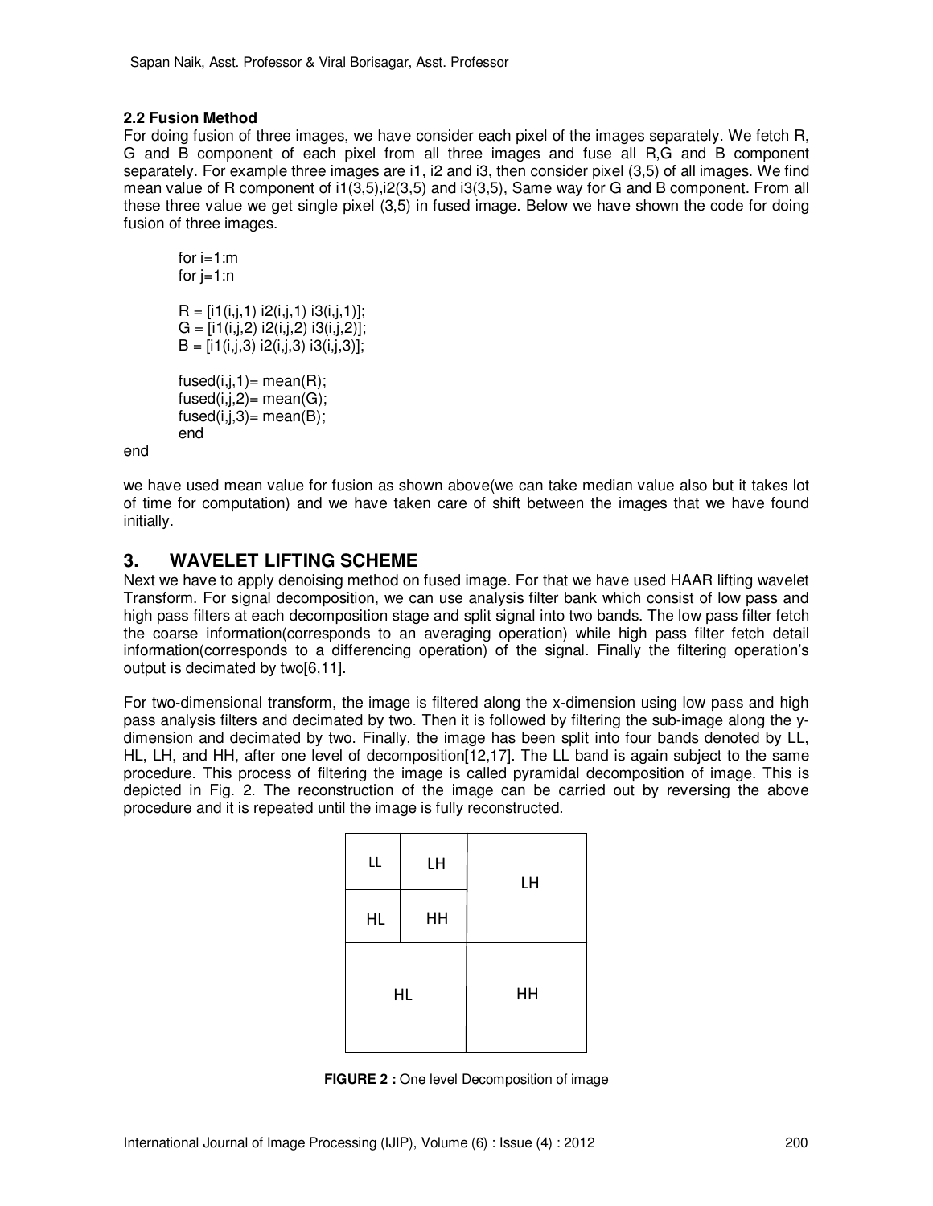### 2.2 Fusion Method

For doing fusion of three images, we have consider each pixel of the images separately. We fetch R, G and B component of each pixel from all three images and fuse all R,G and B component separately. For example three images are i1, i2 and i3, then consider pixel (3,5) of all images. We find mean value of R component of i1(3,5),i2(3,5) and i3(3,5), Same way for G and B component. From all these three value we get single pixel (3,5) in fused image. Below we have shown the code for doing fusion of three images.

```
for i=1:m
for j=1:n

R = [i1(i,j,1) i2(i,j,1) i3(i,j,1)];
G = [i1(i,j,2) i2(i,j,2) i3(i,j,2)];
B = [i1(i,j,3) i2(i,j,3) i3(i,j,3)];

fused(i,j,1)= mean(R);
fused(i,j,2)= mean(G);
fused(i,j,3)= mean(B);
end
end
```

we have used mean value for fusion as shown above(we can take median value also but it takes lot of time for computation) and we have taken care of shift between the images that we have found initially.

## 3. WAVELET LIFTING SCHEME

Next we have to apply denoising method on fused image. For that we have used HAAR lifting wavelet Transform. For signal decomposition, we can use analysis filter bank which consist of low pass and high pass filters at each decomposition stage and split signal into two bands. The low pass filter fetch the coarse information(corresponds to an averaging operation) while high pass filter fetch detail information(corresponds to a differencing operation) of the signal. Finally the filtering operation's output is decimated by two[6,11].

For two-dimensional transform, the image is filtered along the x-dimension using low pass and high pass analysis filters and decimated by two. Then it is followed by filtering the sub-image along the y-dimension and decimated by two. Finally, the image has been split into four bands denoted by LL, HL, LH, and HH, after one level of decomposition[12,17]. The LL band is again subject to the same procedure. This process of filtering the image is called pyramidal decomposition of image. This is depicted in Fig. 2. The reconstruction of the image can be carried out by reversing the above procedure and it is repeated until the image is fully reconstructed.

| LL | LH | LH |
|---|---|---|
| HL | HH | |
| HL | | HH |

**FIGURE 2 :** One level Decomposition of image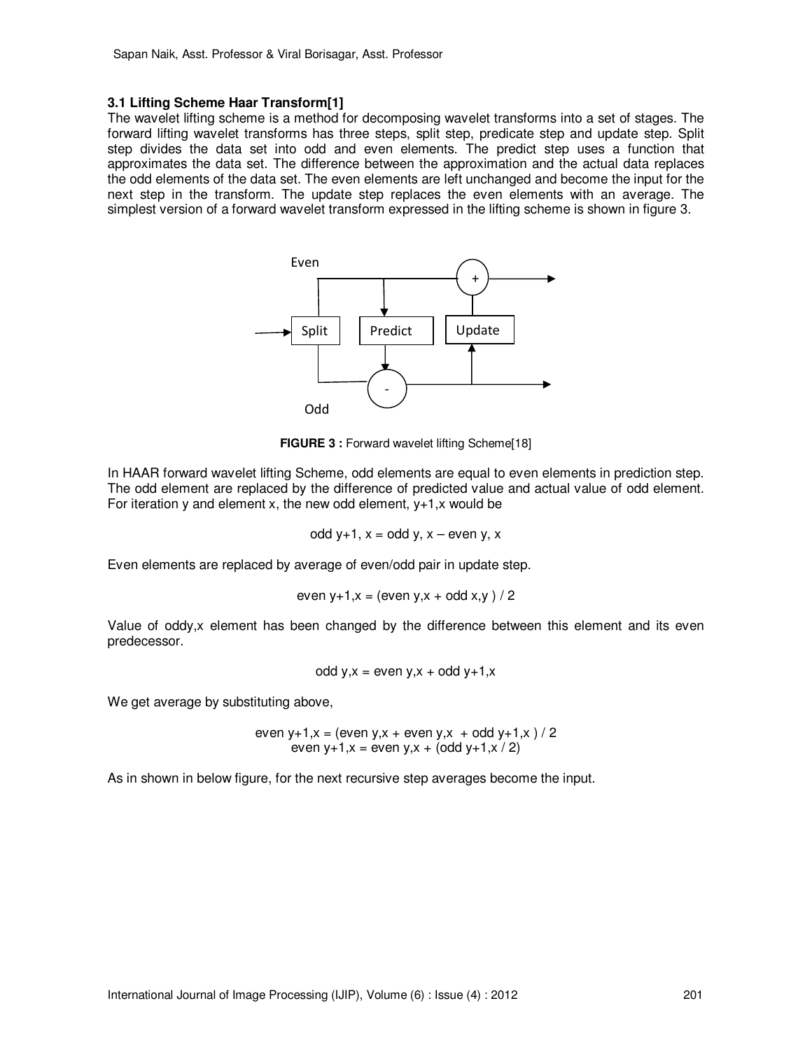### 3.1 Lifting Scheme Haar Transform[1]

The wavelet lifting scheme is a method for decomposing wavelet transforms into a set of stages. The forward lifting wavelet transforms has three steps, split step, predicate step and update step. Split step divides the data set into odd and even elements. The predict step uses a function that approximates the data set. The difference between the approximation and the actual data replaces the odd elements of the data set. The even elements are left unchanged and become the input for the next step in the transform. The update step replaces the even elements with an average. The simplest version of a forward wavelet transform expressed in the lifting scheme is shown in figure 3.

**FIGURE 3 :** Forward wavelet lifting Scheme[18]

In HAAR forward wavelet lifting Scheme, odd elements are equal to even elements in prediction step. The odd element are replaced by the difference of predicted value and actual value of odd element. For iteration y and element x, the new odd element, y+1,x would be

$$odd_{y+1,x} = odd_{y,x} - even_{y,x}$$

Even elements are replaced by average of even/odd pair in update step.

$$even_{y+1,x} = (even_{y,x} + odd_{x,y}) / 2$$

Value of $odd_{y,x}$ element has been changed by the difference between this element and its even predecessor.

$$odd_{y,x} = even_{y,x} + odd_{y+1,x}$$

We get average by substituting above,

$$even_{y+1,x} = (even_{y,x} + even_{y,x} + odd_{y+1,x}) / 2$$
$$even_{y+1,x} = even_{y,x} + (odd_{y+1,x} / 2)$$

As in shown in below figure, for the next recursive step averages become the input.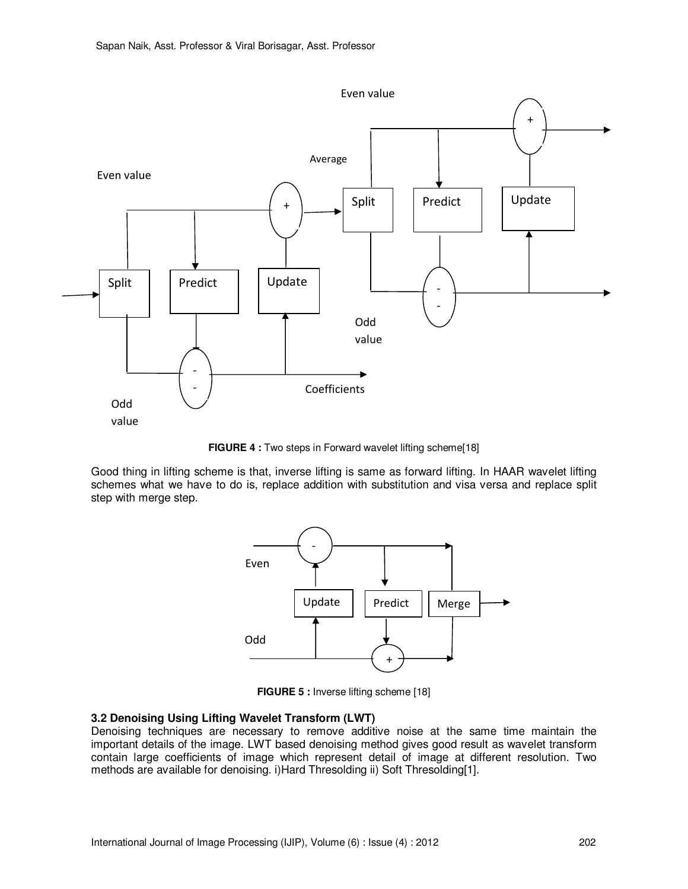**FIGURE 4 :** Two steps in Forward wavelet lifting scheme[18]

Good thing in lifting scheme is that, inverse lifting is same as forward lifting. In HAAR wavelet lifting schemes what we have to do is, replace addition with substitution and visa versa and replace split step with merge step.

**FIGURE 5 :** Inverse lifting scheme [18]

### 3.2 Denoising Using Lifting Wavelet Transform (LWT)

Denoising techniques are necessary to remove additive noise at the same time maintain the important details of the image. LWT based denoising method gives good result as wavelet transform contain large coefficients of image which represent detail of image at different resolution. Two methods are available for denoising. i)Hard Thresolding ii) Soft Thresolding[1].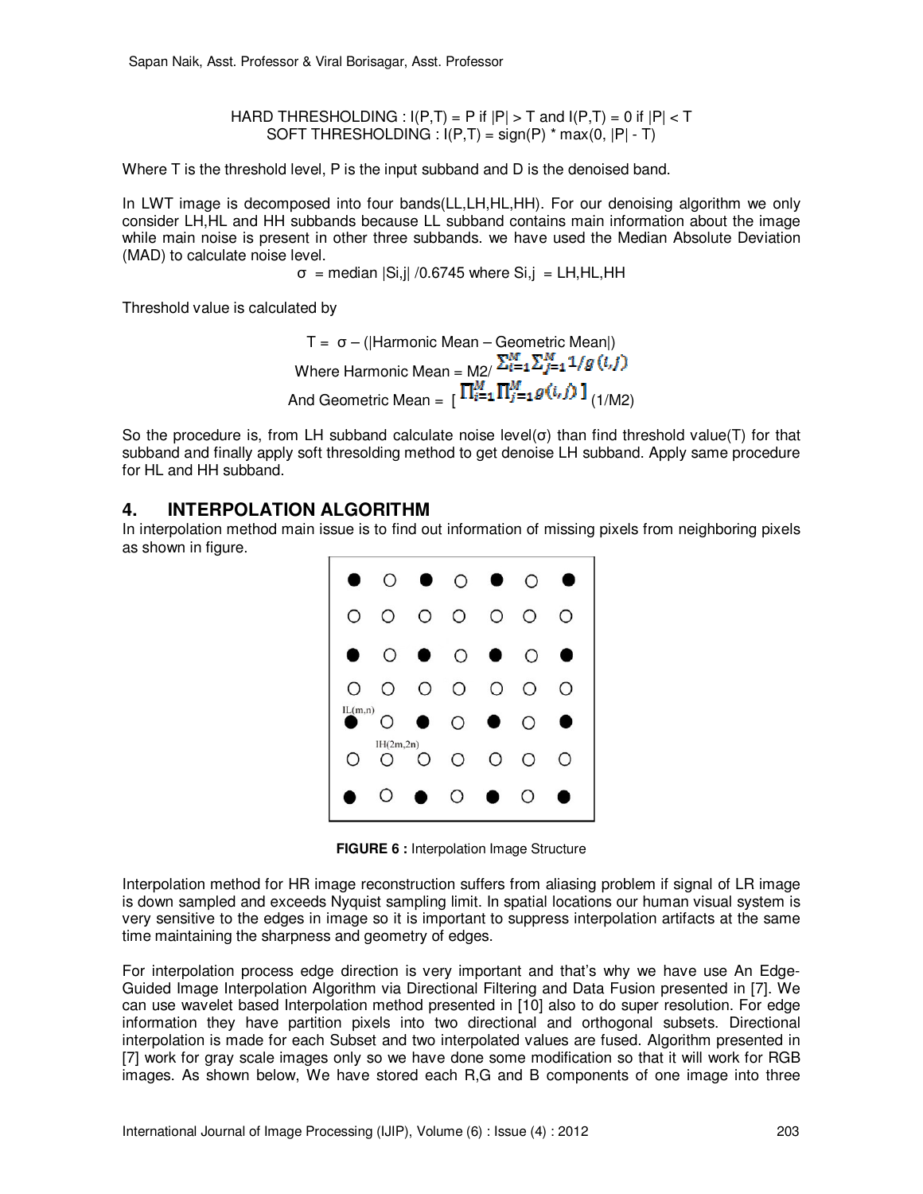HARD THRESHOLDING : I(P,T) = P if |P| > T and I(P,T) = 0 if |P| < T
SOFT THRESHOLDING : I(P,T) = sign(P) * max(0, |P| - T)

Where T is the threshold level, P is the input subband and D is the denoised band.

In LWT image is decomposed into four bands(LL,LH,HL,HH). For our denoising algorithm we only consider LH,HL and HH subbands because LL subband contains main information about the image while main noise is present in other three subbands. we have used the Median Absolute Deviation (MAD) to calculate noise level.

$$\sigma = \text{median } |S_{i,j}| / 0.6745 \text{ where } S_{i,j} = LH, HL, HH$$

Threshold value is calculated by

$$T = \sigma - (|\text{Harmonic Mean} - \text{Geometric Mean}|)$$

$$\text{Where Harmonic Mean} = M2 / \sum_{i=1}^{M} \sum_{j=1}^{M} 1/g(i,j)$$

$$\text{And Geometric Mean} = \left[ \prod_{i=1}^{M} \prod_{j=1}^{M} g(i,j) \right]^{(1/M2)}$$

So the procedure is, from LH subband calculate noise level(σ) than find threshold value(T) for that subband and finally apply soft thresolding method to get denoise LH subband. Apply same procedure for HL and HH subband.

## 4. INTERPOLATION ALGORITHM

In interpolation method main issue is to find out information of missing pixels from neighboring pixels as shown in figure.

**FIGURE 6 :** Interpolation Image Structure

Interpolation method for HR image reconstruction suffers from aliasing problem if signal of LR image is down sampled and exceeds Nyquist sampling limit. In spatial locations our human visual system is very sensitive to the edges in image so it is important to suppress interpolation artifacts at the same time maintaining the sharpness and geometry of edges.

For interpolation process edge direction is very important and that's why we have use An Edge-Guided Image Interpolation Algorithm via Directional Filtering and Data Fusion presented in [7]. We can use wavelet based Interpolation method presented in [10] also to do super resolution. For edge information they have partition pixels into two directional and orthogonal subsets. Directional interpolation is made for each Subset and two interpolated values are fused. Algorithm presented in [7] work for gray scale images only so we have done some modification so that it will work for RGB images. As shown below, We have stored each R,G and B components of one image into three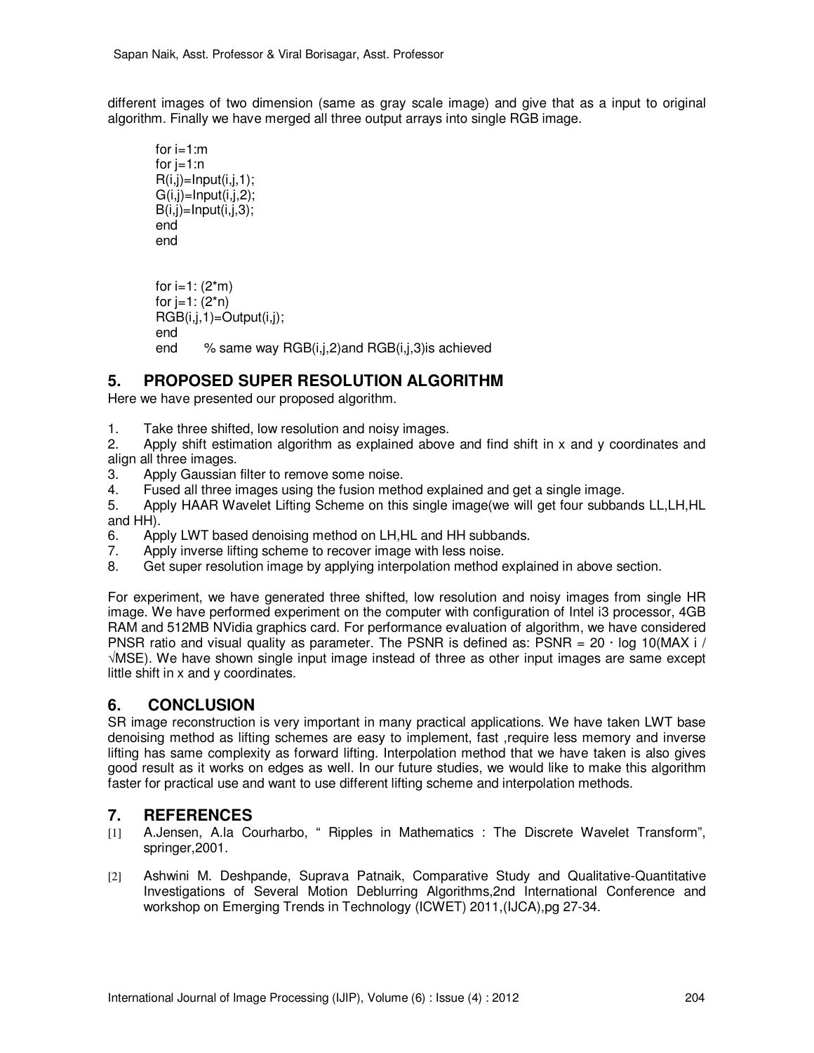different images of two dimension (same as gray scale image) and give that as a input to original algorithm. Finally we have merged all three output arrays into single RGB image.

```
for i=1:m
for j=1:n
R(i,j)=Input(i,j,1);
G(i,j)=Input(i,j,2);
B(i,j)=Input(i,j,3);
end
end


for i=1: (2*m)
for j=1: (2*n)
RGB(i,j,1)=Output(i,j);
end
end       % same way RGB(i,j,2)and RGB(i,j,3)is achieved
```

## 5. PROPOSED SUPER RESOLUTION ALGORITHM

Here we have presented our proposed algorithm.

1. Take three shifted, low resolution and noisy images.
2. Apply shift estimation algorithm as explained above and find shift in x and y coordinates and align all three images.
3. Apply Gaussian filter to remove some noise.
4. Fused all three images using the fusion method explained and get a single image.
5. Apply HAAR Wavelet Lifting Scheme on this single image(we will get four subbands LL,LH,HL and HH).
6. Apply LWT based denoising method on LH,HL and HH subbands.
7. Apply inverse lifting scheme to recover image with less noise.
8. Get super resolution image by applying interpolation method explained in above section.

For experiment, we have generated three shifted, low resolution and noisy images from single HR image. We have performed experiment on the computer with configuration of Intel i3 processor, 4GB RAM and 512MB NVidia graphics card. For performance evaluation of algorithm, we have considered PNSR ratio and visual quality as parameter. The PSNR is defined as: $PSNR = 20 \cdot \log 10(MAX\ i / \sqrt{MSE})$. We have shown single input image instead of three as other input images are same except little shift in x and y coordinates.

## 6. CONCLUSION

SR image reconstruction is very important in many practical applications. We have taken LWT base denoising method as lifting schemes are easy to implement, fast ,require less memory and inverse lifting has same complexity as forward lifting. Interpolation method that we have taken is also gives good result as it works on edges as well. In our future studies, we would like to make this algorithm faster for practical use and want to use different lifting scheme and interpolation methods.

## 7. REFERENCES

[1] A.Jensen, A.la Courharbo, " Ripples in Mathematics : The Discrete Wavelet Transform", springer,2001.

[2] Ashwini M. Deshpande, Suprava Patnaik, Comparative Study and Qualitative-Quantitative Investigations of Several Motion Deblurring Algorithms,2nd International Conference and workshop on Emerging Trends in Technology (ICWET) 2011,(IJCA),pg 27-34.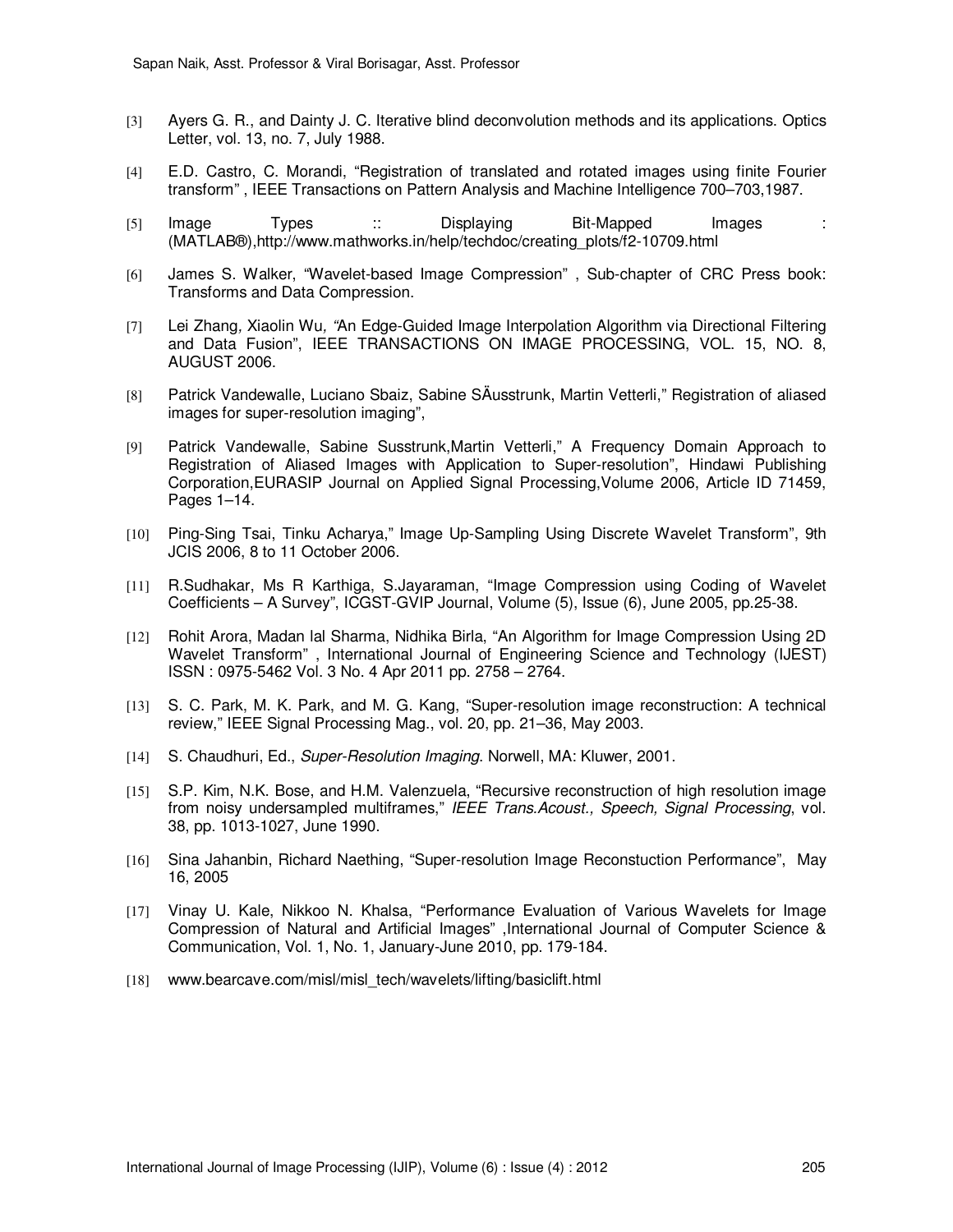[3] Ayers G. R., and Dainty J. C. Iterative blind deconvolution methods and its applications. Optics Letter, vol. 13, no. 7, July 1988.

[4] E.D. Castro, C. Morandi, "Registration of translated and rotated images using finite Fourier transform" , IEEE Transactions on Pattern Analysis and Machine Intelligence 700–703,1987.

[5] Image Types :: Displaying Bit-Mapped Images : (MATLAB®),http://www.mathworks.in/help/techdoc/creating_plots/f2-10709.html

[6] James S. Walker, "Wavelet-based Image Compression" , Sub-chapter of CRC Press book: Transforms and Data Compression.

[7] Lei Zhang, Xiaolin Wu, "An Edge-Guided Image Interpolation Algorithm via Directional Filtering and Data Fusion", IEEE TRANSACTIONS ON IMAGE PROCESSING, VOL. 15, NO. 8, AUGUST 2006.

[8] Patrick Vandewalle, Luciano Sbaiz, Sabine SÄusstrunk, Martin Vetterli," Registration of aliased images for super-resolution imaging",

[9] Patrick Vandewalle, Sabine Susstrunk,Martin Vetterli," A Frequency Domain Approach to Registration of Aliased Images with Application to Super-resolution", Hindawi Publishing Corporation,EURASIP Journal on Applied Signal Processing,Volume 2006, Article ID 71459, Pages 1–14.

[10] Ping-Sing Tsai, Tinku Acharya," Image Up-Sampling Using Discrete Wavelet Transform", 9th JCIS 2006, 8 to 11 October 2006.

[11] R.Sudhakar, Ms R Karthiga, S.Jayaraman, "Image Compression using Coding of Wavelet Coefficients – A Survey", ICGST-GVIP Journal, Volume (5), Issue (6), June 2005, pp.25-38.

[12] Rohit Arora, Madan lal Sharma, Nidhika Birla, "An Algorithm for Image Compression Using 2D Wavelet Transform" , International Journal of Engineering Science and Technology (IJEST) ISSN : 0975-5462 Vol. 3 No. 4 Apr 2011 pp. 2758 – 2764.

[13] S. C. Park, M. K. Park, and M. G. Kang, "Super-resolution image reconstruction: A technical review," IEEE Signal Processing Mag., vol. 20, pp. 21–36, May 2003.

[14] S. Chaudhuri, Ed., *Super-Resolution Imaging*. Norwell, MA: Kluwer, 2001.

[15] S.P. Kim, N.K. Bose, and H.M. Valenzuela, "Recursive reconstruction of high resolution image from noisy undersampled multiframes," *IEEE Trans.Acoust., Speech, Signal Processing*, vol. 38, pp. 1013-1027, June 1990.

[16] Sina Jahanbin, Richard Naething, "Super-resolution Image Reconstuction Performance", May 16, 2005

[17] Vinay U. Kale, Nikkoo N. Khalsa, "Performance Evaluation of Various Wavelets for Image Compression of Natural and Artificial Images" ,International Journal of Computer Science & Communication, Vol. 1, No. 1, January-June 2010, pp. 179-184.

[18] www.bearcave.com/misl/misl_tech/wavelets/lifting/basiclift.html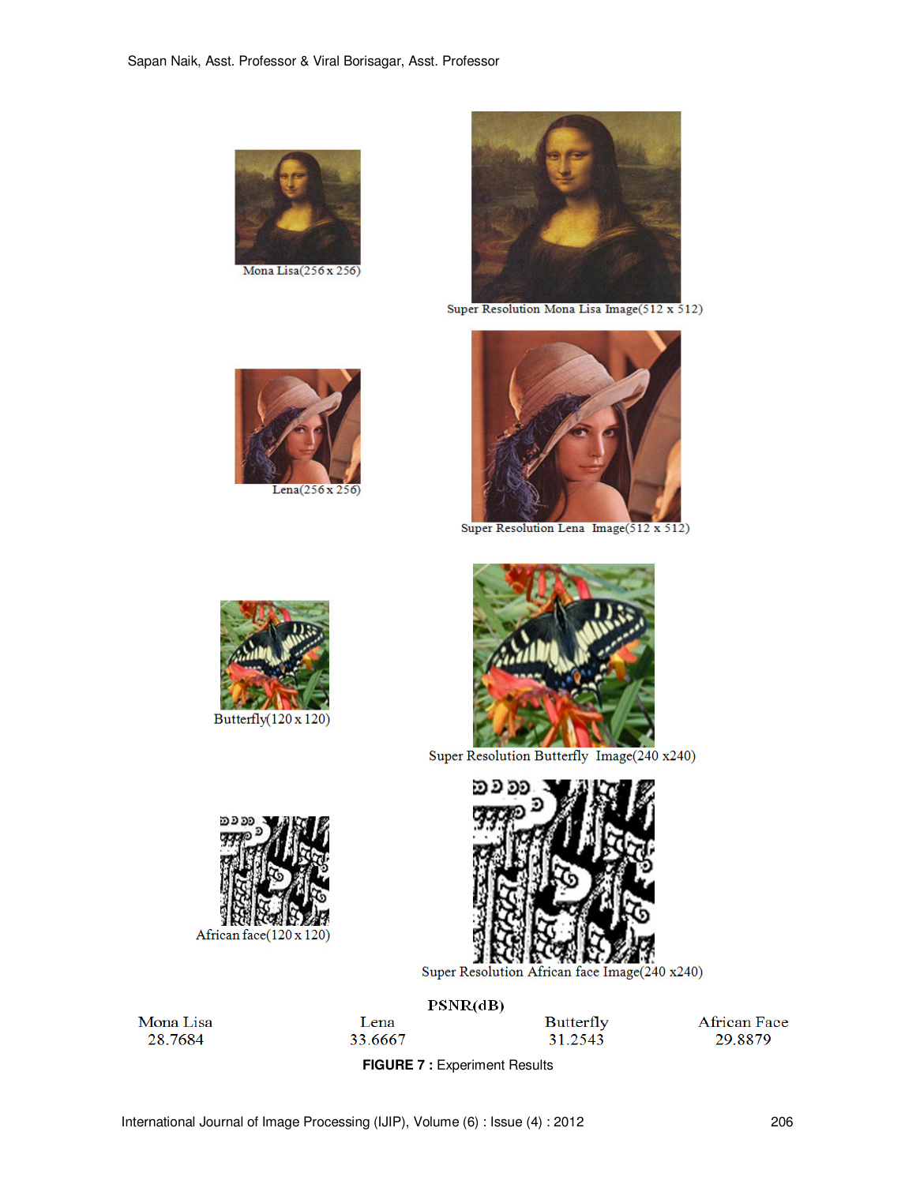Mona Lisa(256 x 256)

Super Resolution Mona Lisa Image(512 x 512)

Lena(256 x 256)

Super Resolution Lena Image(512 x 512)

Butterfly(120 x 120)

Super Resolution Butterfly Image(240 x240)

African face(120 x 120)

Super Resolution African face Image(240 x240)

**PSNR(dB)**

| Mona Lisa | Lena | Butterfly | African Face |
|---|---|---|---|
| 28.7684 | 33.6667 | 31.2543 | 29.8879 |

**FIGURE 7 :** Experiment Results